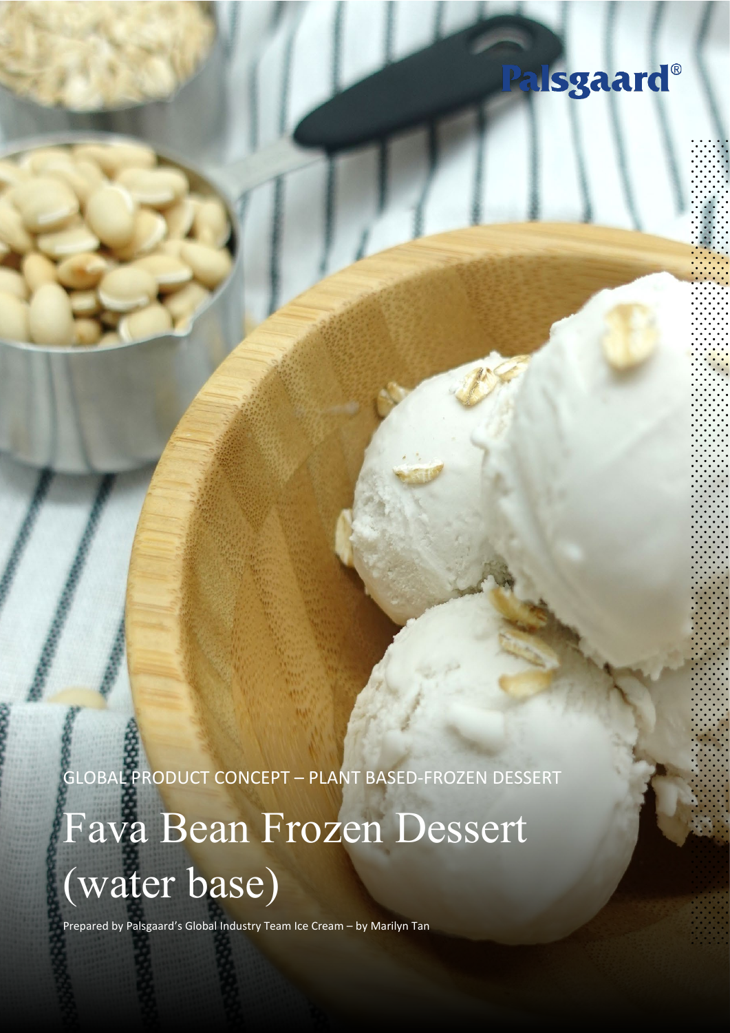Palsgaard®

GLOBAL PRODUCT CONCEPT – PLANT BASED-FROZEN DESSERT

# Fava Bean Frozen Dessert (water base)

Prepared by Palsgaard's Global Industry Team Ice Cream – by Marilyn Tan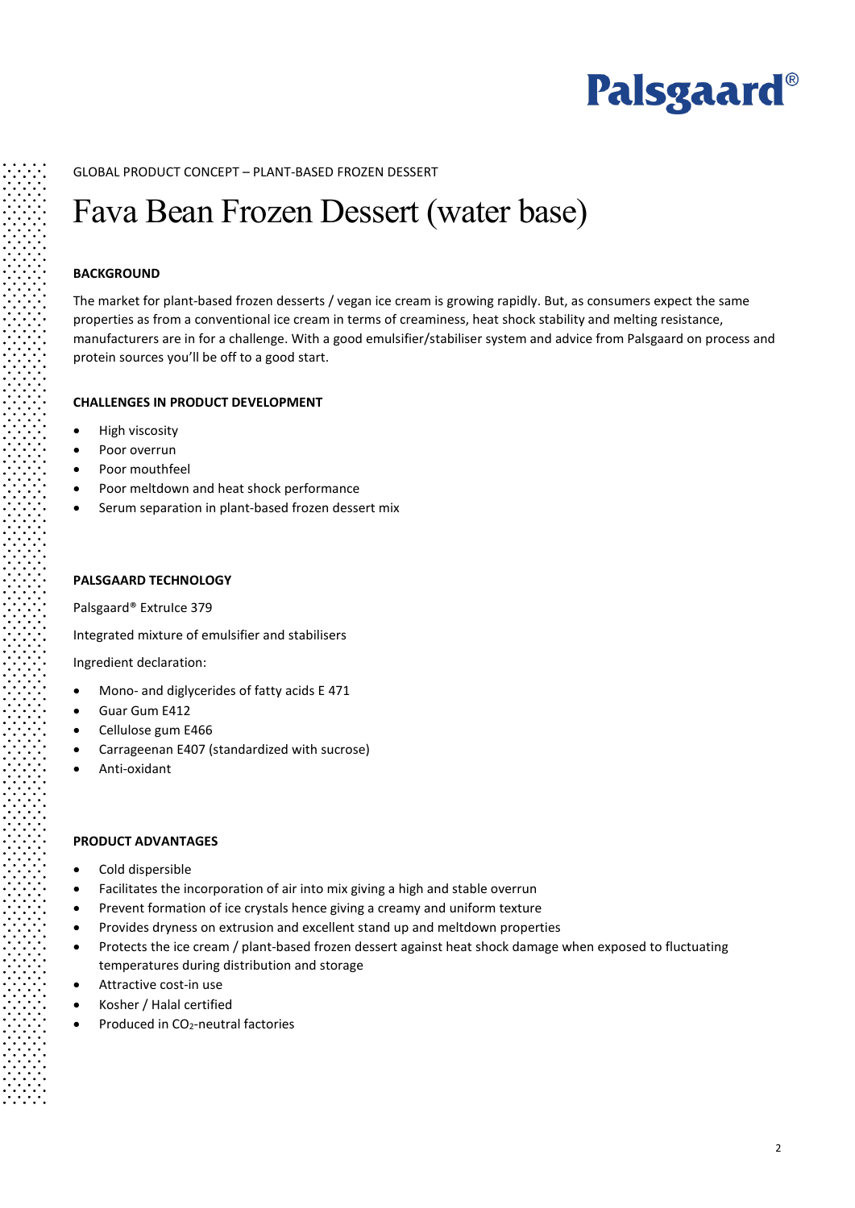GLOBAL PRODUCT CONCEPT – PLANT-BASED FROZEN DESSERT

# Fava Bean Frozen Dessert (water base)

## BACKGROUND

The market for plant-based frozen desserts / vegan ice cream is growing rapidly. But, as consumers expect the same properties as from a conventional ice cream in terms of creaminess, heat shock stability and melting resistance, manufacturers are in for a challenge. With a good emulsifier/stabiliser system and advice from Palsgaard on process and protein sources you'll be off to a good start.

## CHALLENGES IN PRODUCT DEVELOPMENT

- High viscosity
- Poor overrun
- Poor mouthfeel
- Poor meltdown and heat shock performance
- Serum separation in plant-based frozen dessert mix

## PALSGAARD TECHNOLOGY

Palsgaard® ExtruIce 379

Integrated mixture of emulsifier and stabilisers

Ingredient declaration:

- Mono- and diglycerides of fatty acids E 471
- Guar Gum E412
- Cellulose gum E466
- Carrageenan E407 (standardized with sucrose)
- Anti-oxidant

## PRODUCT ADVANTAGES

- Cold dispersible
- Facilitates the incorporation of air into mix giving a high and stable overrun
- Prevent formation of ice crystals hence giving a creamy and uniform texture
- Provides dryness on extrusion and excellent stand up and meltdown properties
- Protects the ice cream / plant-based frozen dessert against heat shock damage when exposed to fluctuating temperatures during distribution and storage
- Attractive cost-in use
- Kosher / Halal certified
- Produced in $CO_2$-neutral factories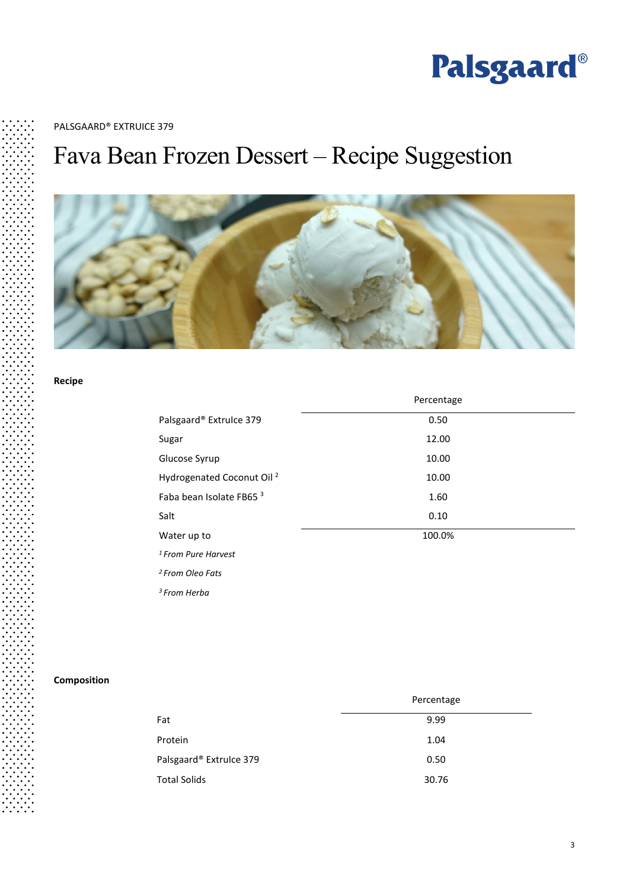PALSGAARD® EXTRUICE 379

# Fava Bean Frozen Dessert – Recipe Suggestion

**Recipe**

| | Percentage |
|---|---|
| Palsgaard® ExtruIce 379 | 0.50 |
| Sugar | 12.00 |
| Glucose Syrup | 10.00 |
| Hydrogenated Coconut Oil [2] | 10.00 |
| Faba bean Isolate FB65 [3] | 1.60 |
| Salt | 0.10 |
| Water up to | 100.0% |

*[1] From Pure Harvest*

*[2] From Oleo Fats*

*[3] From Herba*

**Composition**

| | Percentage |
|---|---|
| Fat | 9.99 |
| Protein | 1.04 |
| Palsgaard® ExtruIce 379 | 0.50 |
| Total Solids | 30.76 |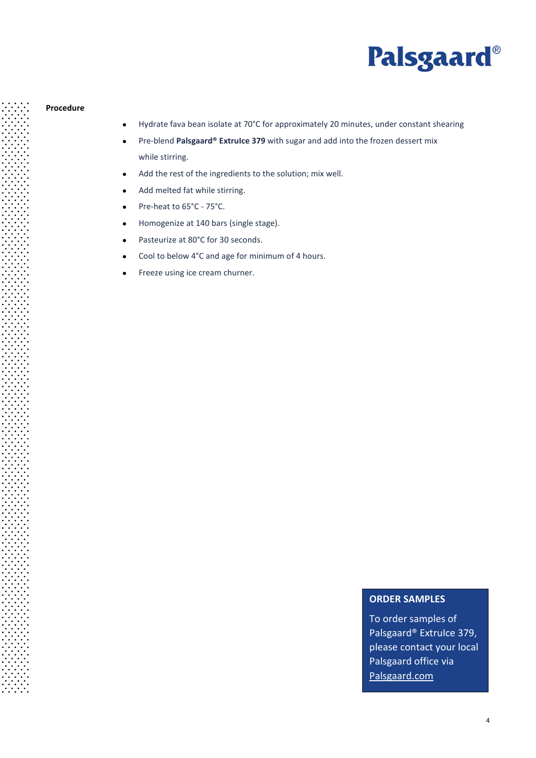**Procedure**

- Hydrate fava bean isolate at 70°C for approximately 20 minutes, under constant shearing
- Pre-blend **Palsgaard® ExtruIce 379** with sugar and add into the frozen dessert mix while stirring.
- Add the rest of the ingredients to the solution; mix well.
- Add melted fat while stirring.
- Pre-heat to 65°C - 75°C.
- Homogenize at 140 bars (single stage).
- Pasteurize at 80°C for 30 seconds.
- Cool to below 4°C and age for minimum of 4 hours.
- Freeze using ice cream churner.

**ORDER SAMPLES**

To order samples of Palsgaard® ExtruIce 379, please contact your local Palsgaard office via Palsgaard.com